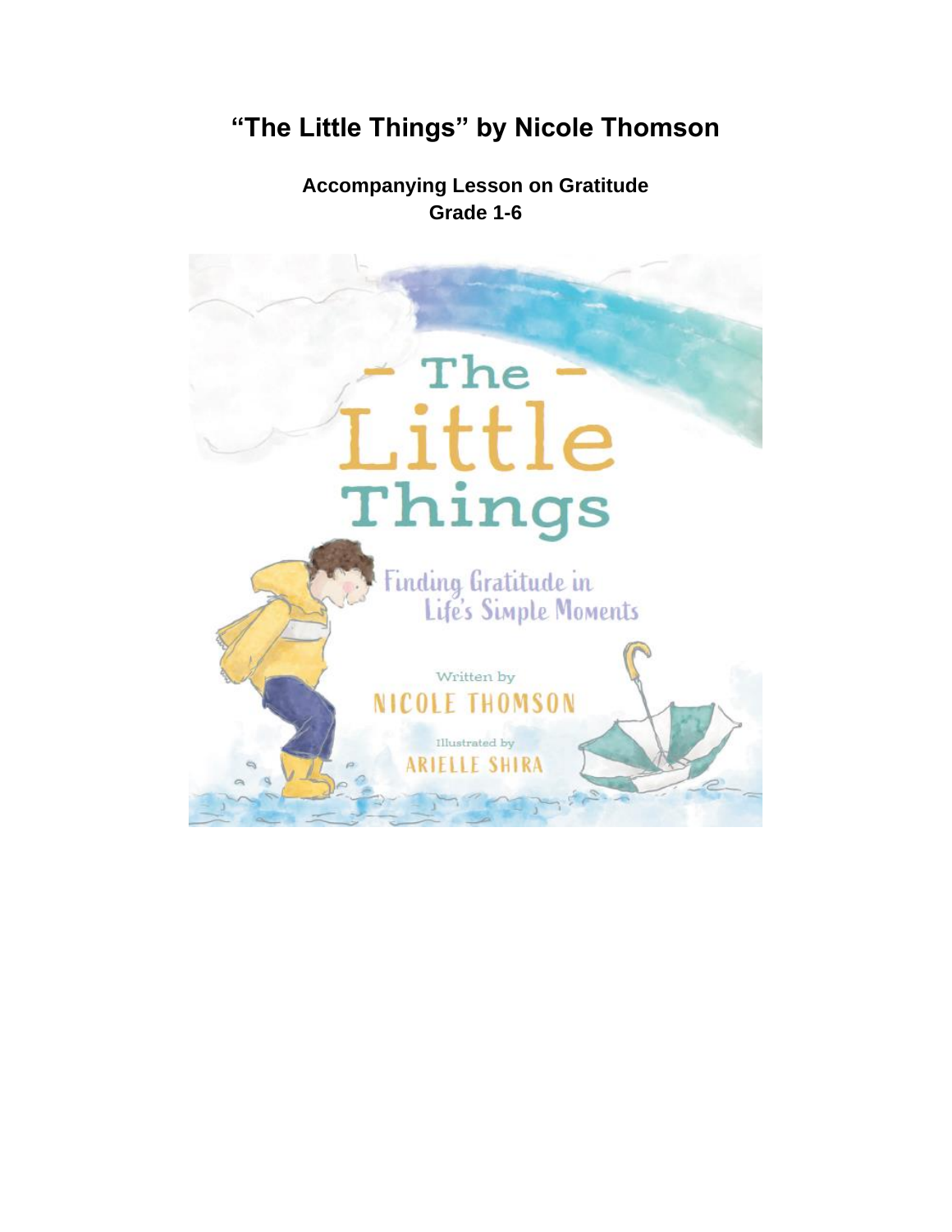# "The Little Things" by Nicole Thomson

**Accompanying Lesson on Gratitude**
**Grade 1-6**

The Little Things

Finding Gratitude in Life's Simple Moments

Written by NICOLE THOMSON

Illustrated by ARIELLE SHIRA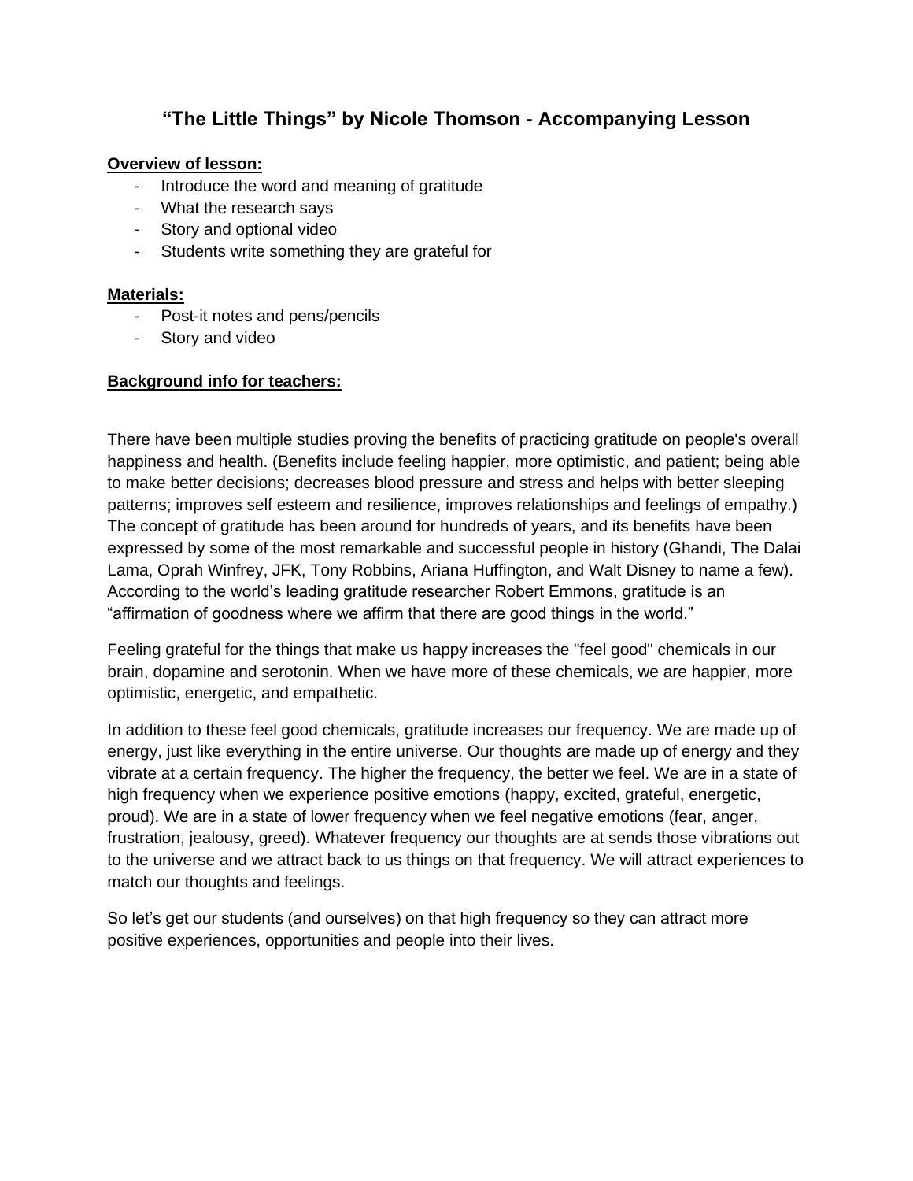## "The Little Things" by Nicole Thomson - Accompanying Lesson

**Overview of lesson:**

- Introduce the word and meaning of gratitude
- What the research says
- Story and optional video
- Students write something they are grateful for

**Materials:**

- Post-it notes and pens/pencils
- Story and video

**Background info for teachers:**

There have been multiple studies proving the benefits of practicing gratitude on people's overall happiness and health. (Benefits include feeling happier, more optimistic, and patient; being able to make better decisions; decreases blood pressure and stress and helps with better sleeping patterns; improves self esteem and resilience, improves relationships and feelings of empathy.) The concept of gratitude has been around for hundreds of years, and its benefits have been expressed by some of the most remarkable and successful people in history (Ghandi, The Dalai Lama, Oprah Winfrey, JFK, Tony Robbins, Ariana Huffington, and Walt Disney to name a few). According to the world's leading gratitude researcher Robert Emmons, gratitude is an "affirmation of goodness where we affirm that there are good things in the world."

Feeling grateful for the things that make us happy increases the "feel good" chemicals in our brain, dopamine and serotonin. When we have more of these chemicals, we are happier, more optimistic, energetic, and empathetic.

In addition to these feel good chemicals, gratitude increases our frequency. We are made up of energy, just like everything in the entire universe. Our thoughts are made up of energy and they vibrate at a certain frequency. The higher the frequency, the better we feel. We are in a state of high frequency when we experience positive emotions (happy, excited, grateful, energetic, proud). We are in a state of lower frequency when we feel negative emotions (fear, anger, frustration, jealousy, greed). Whatever frequency our thoughts are at sends those vibrations out to the universe and we attract back to us things on that frequency. We will attract experiences to match our thoughts and feelings.

So let's get our students (and ourselves) on that high frequency so they can attract more positive experiences, opportunities and people into their lives.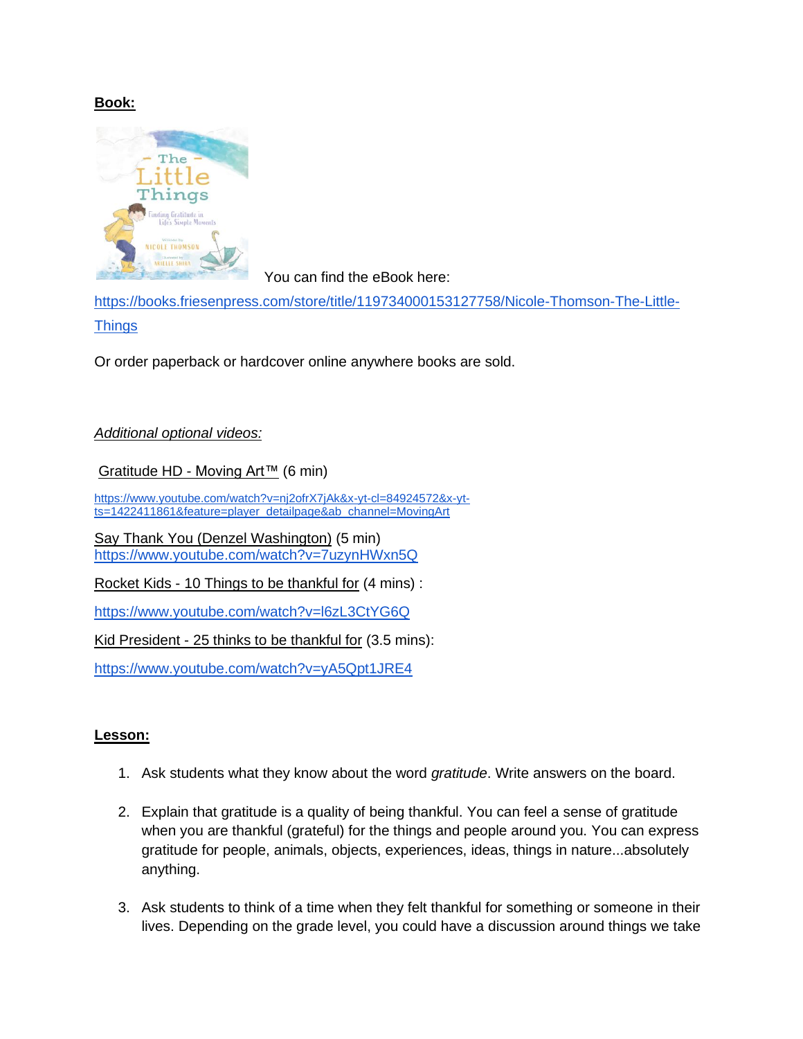**Book:**

You can find the eBook here:

https://books.friesenpress.com/store/title/119734000153127758/Nicole-Thomson-The-Little-Things

Or order paperback or hardcover online anywhere books are sold.

*Additional optional videos:*

Gratitude HD - Moving Art™ (6 min)

https://www.youtube.com/watch?v=nj2ofrX7jAk&x-yt-cl=84924572&x-yt-ts=1422411861&feature=player_detailpage&ab_channel=MovingArt

Say Thank You (Denzel Washington) (5 min)
https://www.youtube.com/watch?v=7uzynHWxn5Q

Rocket Kids - 10 Things to be thankful for (4 mins) :

https://www.youtube.com/watch?v=l6zL3CtYG6Q

Kid President - 25 thinks to be thankful for (3.5 mins):

https://www.youtube.com/watch?v=yA5Qpt1JRE4

**Lesson:**

1. Ask students what they know about the word *gratitude*. Write answers on the board.

2. Explain that gratitude is a quality of being thankful. You can feel a sense of gratitude when you are thankful (grateful) for the things and people around you. You can express gratitude for people, animals, objects, experiences, ideas, things in nature...absolutely anything.

3. Ask students to think of a time when they felt thankful for something or someone in their lives. Depending on the grade level, you could have a discussion around things we take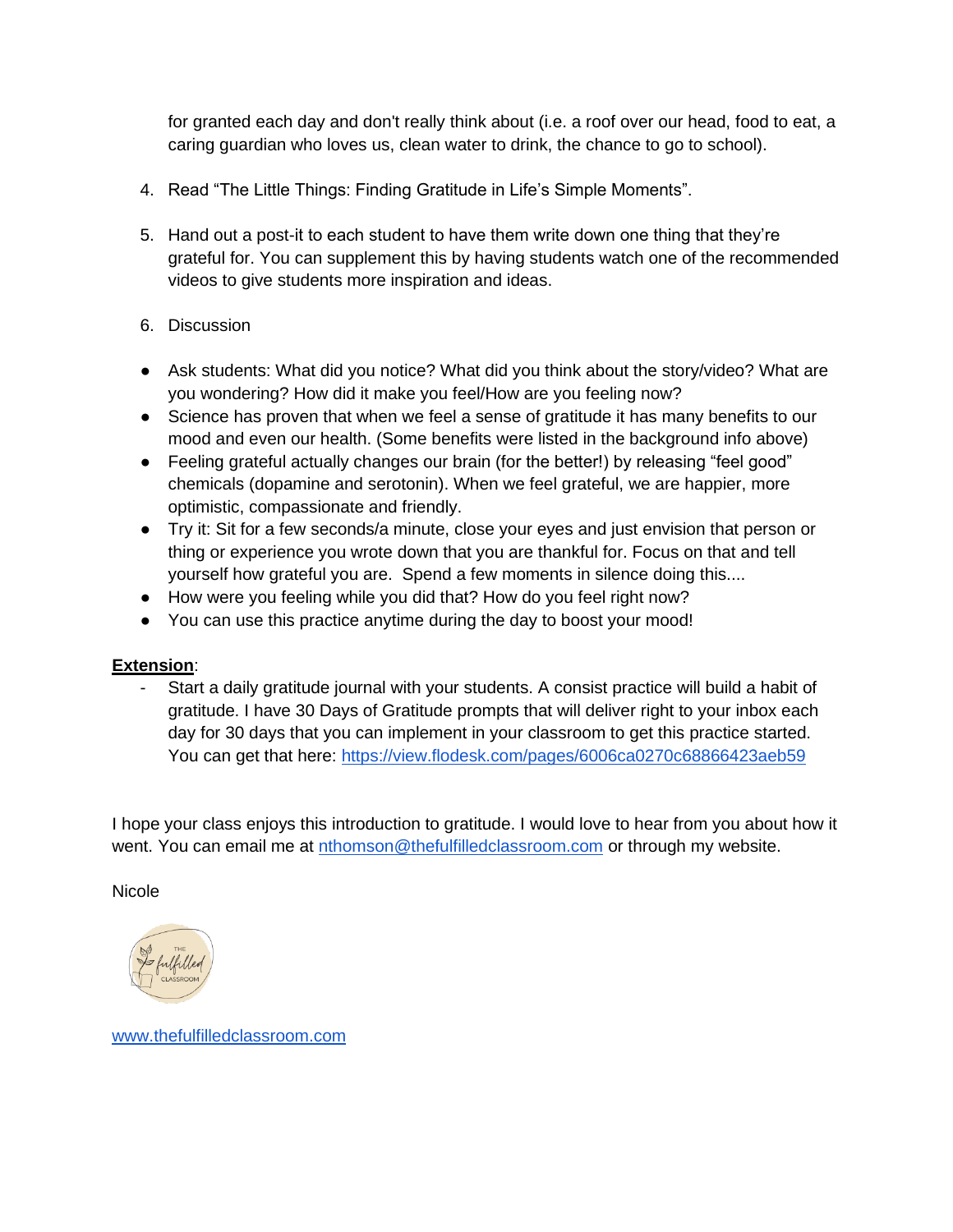for granted each day and don't really think about (i.e. a roof over our head, food to eat, a caring guardian who loves us, clean water to drink, the chance to go to school).

4. Read "The Little Things: Finding Gratitude in Life's Simple Moments".

5. Hand out a post-it to each student to have them write down one thing that they're grateful for. You can supplement this by having students watch one of the recommended videos to give students more inspiration and ideas.

6. Discussion

- Ask students: What did you notice? What did you think about the story/video? What are you wondering? How did it make you feel/How are you feeling now?
- Science has proven that when we feel a sense of gratitude it has many benefits to our mood and even our health. (Some benefits were listed in the background info above)
- Feeling grateful actually changes our brain (for the better!) by releasing "feel good" chemicals (dopamine and serotonin). When we feel grateful, we are happier, more optimistic, compassionate and friendly.
- Try it: Sit for a few seconds/a minute, close your eyes and just envision that person or thing or experience you wrote down that you are thankful for. Focus on that and tell yourself how grateful you are. Spend a few moments in silence doing this....
- How were you feeling while you did that? How do you feel right now?
- You can use this practice anytime during the day to boost your mood!

**Extension**:

- Start a daily gratitude journal with your students. A consist practice will build a habit of gratitude. I have 30 Days of Gratitude prompts that will deliver right to your inbox each day for 30 days that you can implement in your classroom to get this practice started. You can get that here: https://view.flodesk.com/pages/6006ca0270c68866423aeb59

I hope your class enjoys this introduction to gratitude. I would love to hear from you about how it went. You can email me at nthomson@thefulfilledclassroom.com or through my website.

Nicole

THE fulfilled CLASSROOM

www.thefulfilledclassroom.com